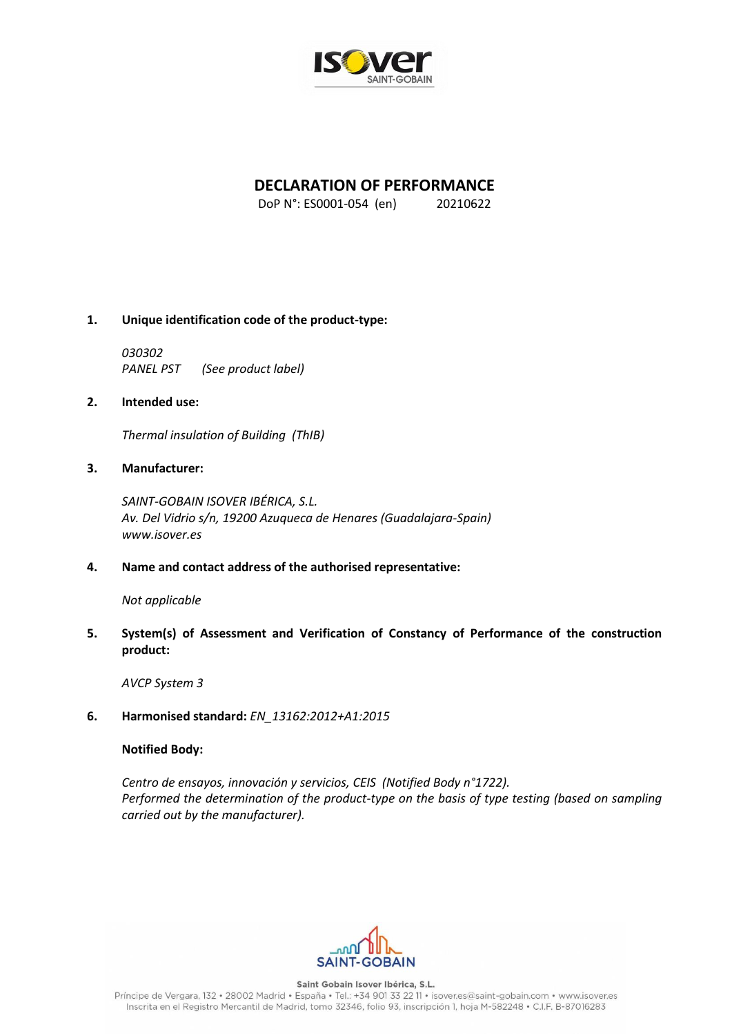# DECLARATION OF PERFORMANCE

DoP N°: ES0001-054 (en) 20210622

1. **Unique identification code of the product-type:**

   *030302*
   *PANEL PST (See product label)*

2. **Intended use:**

   *Thermal insulation of Building (ThIB)*

3. **Manufacturer:**

   *SAINT-GOBAIN ISOVER IBÉRICA, S.L.*
   *Av. Del Vidrio s/n, 19200 Azuqueca de Henares (Guadalajara-Spain)*
   *www.isover.es*

4. **Name and contact address of the authorised representative:**

   *Not applicable*

5. **System(s) of Assessment and Verification of Constancy of Performance of the construction product:**

   *AVCP System 3*

6. **Harmonised standard:** *EN_13162:2012+A1:2015*

   **Notified Body:**

   *Centro de ensayos, innovación y servicios, CEIS (Notified Body n°1722).*
   *Performed the determination of the product-type on the basis of type testing (based on sampling carried out by the manufacturer).*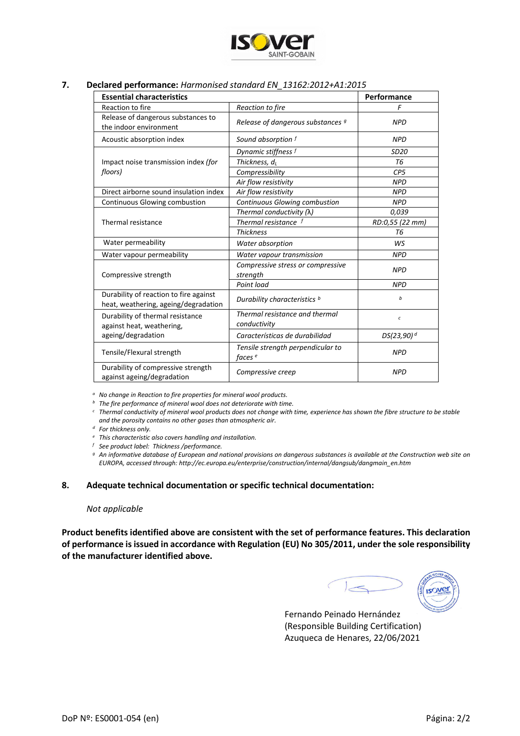## 7. Declared performance: *Harmonised standard EN_13162:2012+A1:2015*

| Essential characteristics | | Performance |
|---|---|---|
| Reaction to fire | *Reaction to fire* | *F* |
| Release of dangerous substances to the indoor environment | *Release of dangerous substances* [g] | *NPD* |
| Acoustic absorption index | *Sound absorption* [f] | *NPD* |
| Impact noise transmission index *(for floors)* | *Dynamic stiffness* [f] | *SD20* |
| | *Thickness, $d_L$* | *T6* |
| | *Compressibility* | *CP5* |
| | *Air flow resistivity* | *NPD* |
| Direct airborne sound insulation index | *Air flow resistivity* | *NPD* |
| Continuous Glowing combustion | *Continuous Glowing combustion* | *NPD* |
| Thermal resistance | *Thermal conductivity (λ)* | *0,039* |
| | *Thermal resistance* [f] | *RD:0,55 (22 mm)* |
| | *Thickness* | *T6* |
| Water permeability | *Water absorption* | *WS* |
| Water vapour permeability | *Water vapour transmission* | *NPD* |
| Compressive strength | *Compressive stress or compressive strength* | *NPD* |
| | *Point load* | *NPD* |
| Durability of reaction to fire against heat, weathering, ageing/degradation | *Durability characteristics* [b] | [b] |
| Durability of thermal resistance against heat, weathering, ageing/degradation | *Thermal resistance and thermal conductivity* | [c] |
| | *Características de durabilidad* | *DS(23,90)* [d] |
| Tensile/Flexural strength | *Tensile strength perpendicular to faces* [e] | *NPD* |
| Durability of compressive strength against ageing/degradation | *Compressive creep* | *NPD* |

[a] *No change in Reaction to fire properties for mineral wool products.*
[b] *The fire performance of mineral wool does not deteriorate with time.*
[c] *Thermal conductivity of mineral wool products does not change with time, experience has shown the fibre structure to be stable and the porosity contains no other gases than atmospheric air.*
[d] *For thickness only.*
[e] *This characteristic also covers handling and installation.*
[f] *See product label: Thickness /performance.*
[g] *An informative database of European and national provisions on dangerous substances is available at the Construction web site on EUROPA, accessed through: http://ec.europa.eu/enterprise/construction/internal/dangsub/dangmain_en.htm*

## 8. Adequate technical documentation or specific technical documentation:

*Not applicable*

**Product benefits identified above are consistent with the set of performance features. This declaration of performance is issued in accordance with Regulation (EU) No 305/2011, under the sole responsibility of the manufacturer identified above.**

Fernando Peinado Hernández
(Responsible Building Certification)
Azuqueca de Henares, 22/06/2021

DoP Nº: ES0001-054 (en)